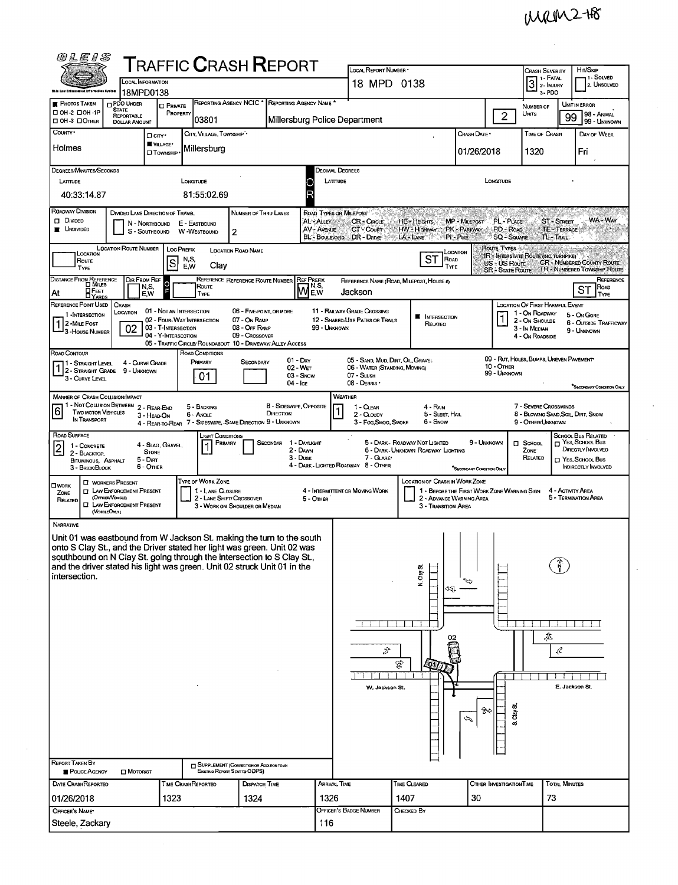MRM2-18

# Traffic Crash Report

OLEIS — Ohio Law Enforcement Information System

| Field | Value |
|---|---|
| Local Report Number | 18 MPD 0138 |
| Local Information | 18MPD0138 |
| Crash Severity | 3 (1 - Fatal, 2 - Injury, 3 - PDO) |
| Hit/Skip | (1 - Solved, 2. Unsolved) |
| Photos Taken | ■ Photos Taken |
| PDO Under State Reportable Dollar Amount | ☐ |
| Private Property | ☐ |
| Reporting Agency NCIC | 03801 |
| Reporting Agency Name | Millersburg Police Department |
| Number of Units | 2 |
| Unit in Error | 99 (98 - Animal, 99 - Unknown) |
| County | Holmes |
| City, Village, Township | ■ Village — Millersburg |
| Crash Date | 01/26/2018 |
| Time of Crash | 1320 |
| Day of Week | Fri |

## Location

| Field | Value |
|---|---|
| Latitude (Degrees/Minutes/Seconds) | 40:33:14.87 |
| Longitude (Degrees/Minutes/Seconds) | 81:55:02.69 |
| Roadway Division | ■ Undivided |
| Number of Thru Lanes | 2 |
| Location Route Number | |
| Loc Prefix | S |
| Location Road Name | Clay |
| Location Road Type | ST |
| Distance From Reference | At |
| Ref Prefix | W |
| Reference Name (Road, Milepost, House #) | Jackson |
| Reference Road Type | ST |
| Reference Point Used | 1 (1 - Intersection, 2 - Mile Post, 3 - House Number) |
| Crash Location | 02 (02 - Four-Way Intersection) |
| Intersection Related | ■ |
| Location of First Harmful Event | 1 (1 - On Roadway) |

## Conditions

| Field | Value |
|---|---|
| Road Contour | 1 (1 - Straight Level) |
| Road Conditions — Primary | 01 (01 - Dry) |
| Road Conditions — Secondary | |
| Manner of Crash Collision/Impact | 6 (6 - Angle) |
| Weather | 1 (1 - Clear) |
| Road Surface | 2 (2 - Blacktop, Bituminous, Asphalt) |
| Light Conditions — Primary | 1 (1 - Daylight) |
| Light Conditions — Secondary | |
| School Zone Related | ☐ |
| Work Zone Related | ☐ |

## Narrative

Unit 01 was eastbound from W Jackson St. making the turn to the south onto S Clay St., and the Driver stated her light was green. Unit 02 was southbound on N Clay St. going through the intersection to S Clay St., and the driver stated his light was green. Unit 02 struck Unit 01 in the intersection.

Diagram labels: N. Clay St., W. Jackson St., E. Jackson St., S. Clay St., 01, 02, N

## Report Details

| Field | Value |
|---|---|
| Report Taken By | ■ Police Agency |
| Supplement | ☐ |
| Date Crash Reported | 01/26/2018 |
| Time Crash Reported | 1323 |
| Dispatch Time | 1324 |
| Arrival Time | 1326 |
| Time Cleared | 1407 |
| Other Investigation Time | 30 |
| Total Minutes | 73 |
| Officer's Name | Steele, Zackary |
| Officer's Badge Number | 116 |
| Checked By | |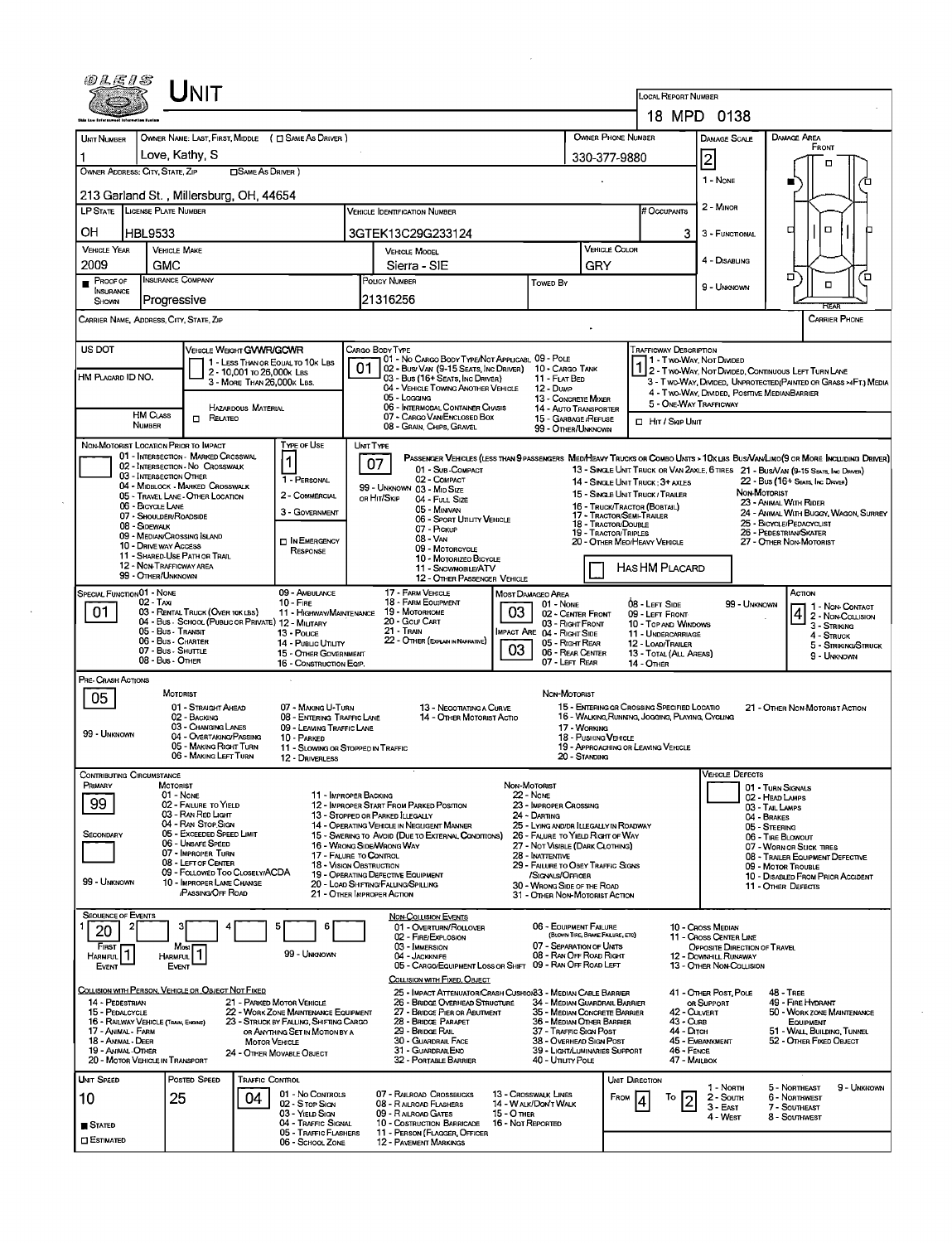# OLEIS UNIT

**Local Report Number:** 18 MPD 0138

| Unit Number | Owner Name: Last, First, Middle ( ☐ Same As Driver ) | Owner Phone Number | Damage Scale | Damage Area |
|---|---|---|---|---|
| 1 | Love, Kathy, S | 330-377-9880 | 2 | Front |

**Owner Address: City, State, Zip** ☐ Same As Driver )

213 Garland St., Millersburg, OH, 44654

Damage Scale: 1 - None, 2 - Minor, 3 - Functional, 4 - Disabling, 9 - Unknown

| LP State | License Plate Number | Vehicle Identification Number | # Occupants |
|---|---|---|---|
| OH | HBL9533 | 3GTEK13C29G233124 | 3 |

| Vehicle Year | Vehicle Make | Vehicle Model | Vehicle Color |
|---|---|---|---|
| 2009 | GMC | Sierra - SIE | GRY |

| ■ Proof of Insurance Shown | Insurance Company | Policy Number | Towed By |
|---|---|---|---|
| | Progressive | 21316256 | |

**Carrier Name, Address, City, State, Zip** — **Carrier Phone**

**US DOT**

**Vehicle Weight GVWR/GCWR:** 1 - Less Than or Equal to 10k Lbs; 2 - 10,001 to 26,000k Lbs; 3 - More Than 26,000k Lbs.

**HM Placard ID No.**

**HM Class Number** — Hazardous Material ☐ Related

**Cargo Body Type:** 01
01 - No Cargo Body Type/Not Applicable; 02 - Bus/Van (9-15 Seats, Inc Driver); 03 - Bus (16+ Seats, Inc Driver); 04 - Vehicle Towing Another Vehicle; 05 - Logging; 06 - Intermodal Container Chasis; 07 - Cargo Van/Enclosed Box; 08 - Grain, Chips, Gravel; 09 - Pole; 10 - Cargo Tank; 11 - Flat Bed; 12 - Dump; 13 - Concrete Mixer; 14 - Auto Transporter; 15 - Garbage/Refuse; 99 - Other/Unknown

**Trafficway Description:** 1
1 - Two-Way, Not Divided; 2 - Two-Way, Not Divided, Continuous Left Turn Lane; 3 - Two-Way, Divided, Unprotected (Painted or Grass >4Ft.) Media; 4 - Two-Way, Divided, Positive Median Barrier; 5 - One-Way Trafficway

☐ Hit / Skip Unit

**Non-Motorist Location Prior to Impact:** 01 - Intersection - Marked Crosswal; 02 - Intersection - No Crosswalk; 03 - Intersection Other; 04 - Midblock - Marked Crosswalk; 05 - Travel Lane - Other Location; 06 - Bicycle Lane; 07 - Shoulder/Roadside; 08 - Sidewalk; 09 - Median/Crossing Island; 10 - Drive way Access; 11 - Shared-Use Path or Trail; 12 - Non-Trafficway Area; 99 - Other/Unknown

**Type of Use:** 1
1 - Personal; 2 - Commercial; 3 - Government; ☐ In Emergency Response

**Unit Type:** 07
Passenger Vehicles (less than 9 passengers): 01 - Sub-Compact; 02 - Compact; 99 - Unknown 03 - Mid Size or Hit/Skip; 04 - Full Size; 05 - Minivan; 06 - Sport Utility Vehicle; 07 - Pickup; 08 - Van; 09 - Motorcycle; 10 - Motorized Bicycle; 11 - Snowmobile/ATV; 12 - Other Passenger Vehicle
Med/Heavy Trucks or Combo Units > 10k lbs Bus/Van/Limo (9 or More Including Driver): 13 - Single Unit Truck or Van 2axle, 6 Tires; 14 - Single Unit Truck; 3+ Axles; 15 - Single Unit Truck / Trailer; 16 - Truck/Tractor (Bobtail); 17 - Tractor/Semi-Trailer; 18 - Tractor/Double; 19 - Tractor/Triples; 20 - Other Med/Heavy Vehicle; 21 - Bus/Van (9-15 Seats, Inc Driver); 22 - Bus (16+ Seats, Inc Driver)
Non-Motorist: 23 - Animal With Rider; 24 - Animal With Buggy, Wagon, Surrey; 25 - Bicycle/Pedacyclist; 26 - Pedestrian/Skater; 27 - Other Non-Motorist
☐ Has HM Placard

**Special Function:** 01
01 - None; 02 - Taxi; 03 - Rental Truck (Over 10k lbs); 04 - Bus - School (Public or Private); 05 - Bus - Transit; 06 - Bus - Charter; 07 - Bus - Shuttle; 08 - Bus - Other; 09 - Ambulance; 10 - Fire; 11 - Highway/Maintenance; 12 - Military; 13 - Police; 14 - Public Utility; 15 - Other Government; 16 - Construction Eqip.; 17 - Farm Vehicle; 18 - Farm Equipment; 19 - Motorhome; 20 - Golf Cart; 21 - Train; 22 - Other (Explain in Narrative)

**Most Damaged Area:** 03
**Impact Area:** 03
01 - None; 02 - Center Front; 03 - Right Front; 04 - Right Side; 05 - Right Rear; 06 - Rear Center; 07 - Left Rear; 08 - Left Side; 09 - Left Front; 10 - Top and Windows; 11 - Undercarriage; 12 - Load/Trailer; 13 - Total (All Areas); 14 - Other; 99 - Unknown

**Action:** 4
1 - Non-Contact; 2 - Non-Collision; 3 - Striking; 4 - Struck; 5 - Striking/Struck; 9 - Unknown

**Pre-Crash Actions:** 05
Motorist: 01 - Straight Ahead; 02 - Backing; 03 - Changing Lanes; 04 - Overtaking/Passing; 05 - Making Right Turn; 06 - Making Left Turn; 07 - Making U-Turn; 08 - Entering Traffic Lane; 09 - Leaving Traffic Lane; 10 - Parked; 11 - Slowing or Stopped in Traffic; 12 - Driverless; 13 - Negotiating a Curve; 14 - Other Motorist Actio; 99 - Unknown
Non-Motorist: 15 - Entering or Crossing Specified Locatio; 16 - Walking, Running, Jogging, Playing, Cycling; 17 - Working; 18 - Pushing Vehicle; 19 - Approaching or Leaving Vehicle; 20 - Standing; 21 - Other Non-Motorist Action

**Contributing Circumstance**
Primary: 99
Secondary:
Motorist: 01 - None; 02 - Failure to Yield; 03 - Ran Red Light; 04 - Ran Stop Sign; 05 - Exceeded Speed Limit; 06 - Unsafe Speed; 07 - Improper Turn; 08 - Left of Center; 09 - Followed Too Closely/ACDA; 10 - Improper Lane Change /Passing/Off Road; 11 - Improper Backing; 12 - Improper Start From Parked Position; 13 - Stopped or Parked Illegally; 14 - Operating Vehicle in Negligent Manner; 15 - Swering to Avoid (Due to External Conditions); 16 - Wrong Side/Wrong Way; 17 - Failure to Control; 18 - Vision Obstruction; 19 - Operating Defective Equipment; 20 - Load Shifting/Falling/Spilling; 21 - Other Improper Action; 99 - Unknown
Non-Motorist: 22 - None; 23 - Improper Crossing; 24 - Darting; 25 - Lying and/or Illegally in Roadway; 26 - Failure to Yield Right of Way; 27 - Not Visible (Dark Clothing); 28 - Inattentive; 29 - Failure to Obey Traffic Signs /Signals/Officer; 30 - Wrong Side of the Road; 31 - Other Non-Motorist Action

**Vehicle Defects:** 01 - Turn Signals; 02 - Head Lamps; 03 - Tail Lamps; 04 - Brakes; 05 - Steering; 06 - Tire Blowout; 07 - Worn or Slick Tires; 08 - Trailer Equipment Defective; 09 - Motor Trouble; 10 - Disabled From Prior Accident; 11 - Other Defects

**Sequence of Events:** 1: 20; 2: ; 3: ; 4: ; 5: ; 6:
First Harmful Event: 1; Most Harmful Event: 1; 99 - Unknown

Non-Collision Events: 01 - Overturn/Rollover; 02 - Fire/Explosion; 03 - Immersion; 04 - Jackknife; 05 - Cargo/Equipment Loss or Shift; 06 - Equipment Failure (Blown Tire, Brake Failure, etc); 07 - Separation of Units; 08 - Ran Off Road Right; 09 - Ran Off Road Left; 10 - Cross Median; 11 - Cross Center Line Opposite Direction of Travel; 12 - Downhill Runaway; 13 - Other Non-Collision

Collision with Person, Vehicle or Object Not Fixed: 14 - Pedestrian; 15 - Pedalcycle; 16 - Railway Vehicle (Train, Engine); 17 - Animal - Farm; 18 - Animal - Deer; 19 - Animal - Other; 20 - Motor Vehicle in Transport; 21 - Parked Motor Vehicle; 22 - Work Zone Maintenance Equipment; 23 - Struck by Falling, Shifting Cargo or Anything Set in Motion by a Motor Vehicle; 24 - Other Movable Object

Collision with Fixed, Object: 25 - Impact Attenuator/Crash Cushion; 26 - Bridge Overhead Structure; 27 - Bridge Pier or Abutment; 28 - Bridge Parapet; 29 - Bridge Rail; 30 - Guardrail Face; 31 - Guardrail End; 32 - Portable Barrier; 33 - Median Cable Barrier; 34 - Median Guardrail Barrier; 35 - Median Concrete Barrier; 36 - Median Other Barrier; 37 - Traffic Sign Post; 38 - Overhead Sign Post; 39 - Light/Luminaries Support; 40 - Utility Pole; 41 - Other Post, Pole or Support; 42 - Culvert; 43 - Curb; 44 - Ditch; 45 - Embankment; 46 - Fence; 47 - Mailbox; 48 - Tree; 49 - Fire Hydrant; 50 - Work Zone Maintenance Equipment; 51 - Wall, Building, Tunnel; 52 - Other Fixed Object

| Unit Speed | Posted Speed | Traffic Control | Unit Direction |
|---|---|---|---|
| 10 | 25 | 04 | From 4 To 2 |

■ Stated ☐ Estimated

Traffic Control: 01 - No Controls; 02 - Stop Sign; 03 - Yield Sign; 04 - Traffic Signal; 05 - Traffic Flashers; 06 - School Zone; 07 - Railroad Crossbucks; 08 - Railroad Flashers; 09 - Railroad Gates; 10 - Costruction Barricade; 11 - Person (Flagger, Officer); 12 - Pavement Markings; 13 - Crosswalk Lines; 14 - Walk/Don't Walk; 15 - Other; 16 - Not Reported

Unit Direction: 1 - North; 2 - South; 3 - East; 4 - West; 5 - Northeast; 6 - Northwest; 7 - Southeast; 8 - Southwest; 9 - Unknown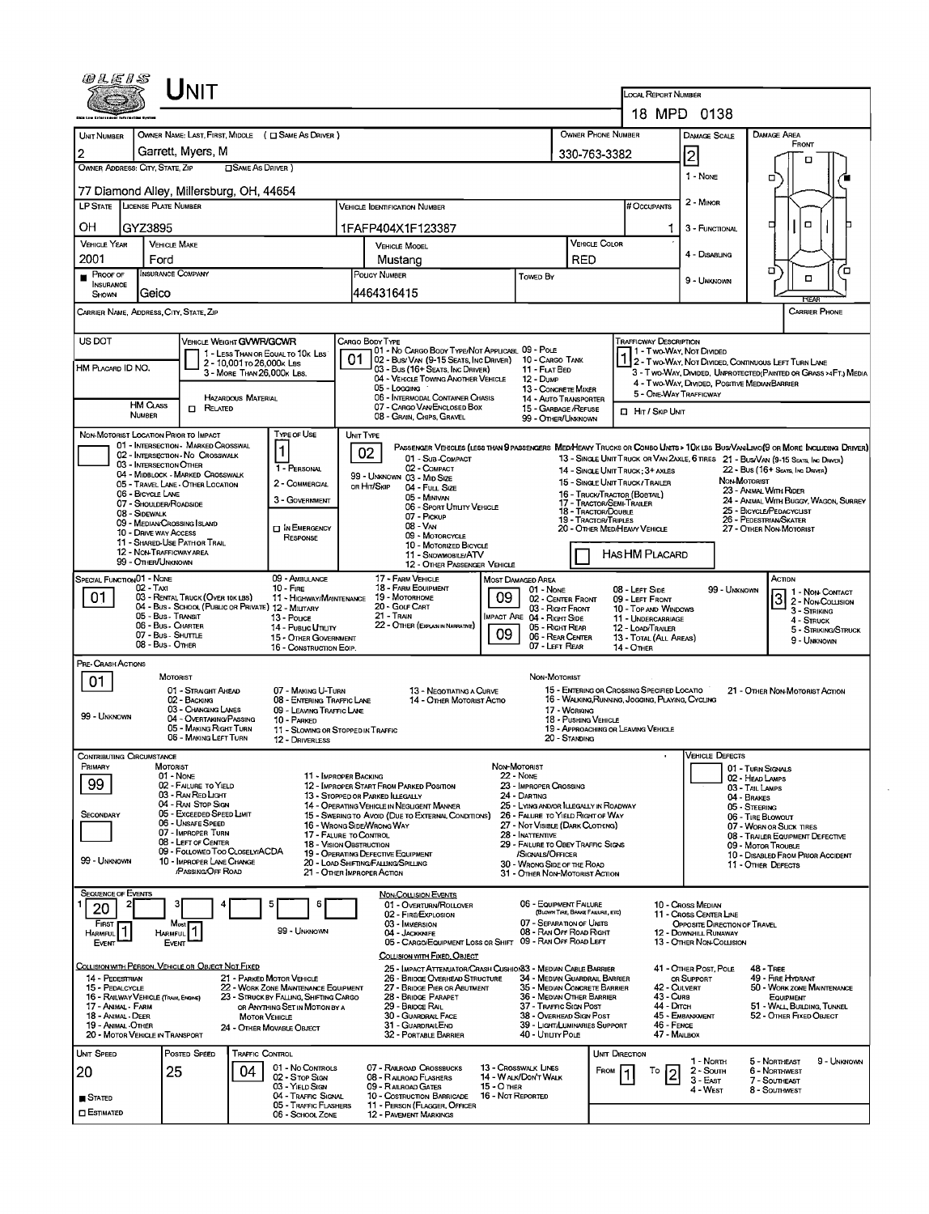# Unit

**Local Report Number:** 18 MPD 0138

| Unit Number | Owner Name: Last, First, Middle ( ☐ Same As Driver ) | Owner Phone Number | Damage Scale | Damage Area |
|---|---|---|---|---|
| 2 | Garrett, Myers, M | 330-763-3382 | 2 | Front |

**Owner Address: City, State, Zip** ☐ Same As Driver )
77 Diamond Alley, Millersburg, OH, 44654

Damage Scale: 1 - None; 2 - Minor; 3 - Functional; 4 - Disabling; 9 - Unknown

| LP State | License Plate Number | Vehicle Identification Number | # Occupants |
|---|---|---|---|
| OH | GYZ3895 | 1FAFP404X1F123387 | 1 |

| Vehicle Year | Vehicle Make | Vehicle Model | Vehicle Color |
|---|---|---|---|
| 2001 | Ford | Mustang | RED |

| Proof of Insurance Shown | Insurance Company | Policy Number | Towed By |
|---|---|---|---|
| ■ | Geico | 4464316415 | |

Carrier Name, Address, City, State, Zip | Carrier Phone

**US DOT**

**HM Placard ID No.**

**HM Class Number** ☐ Related — Hazardous Material

**Vehicle Weight GVWR/GCWR:** 1 - Less Than or Equal to 10k Lbs; 2 - 10,001 to 26,000k Lbs; 3 - More Than 26,000k Lbs.

**Cargo Body Type:** 01
01 - No Cargo Body Type/Not Applicabl; 02 - Bus/Van (9-15 Seats, Inc Driver); 03 - Bus (16+ Seats, Inc Driver); 04 - Vehicle Towing Another Vehicle; 05 - Logging; 06 - Intermodal Container Chasis; 07 - Cargo Van/Enclosed Box; 08 - Grain, Chips, Gravel; 09 - Pole; 10 - Cargo Tank; 11 - Flat Bed; 12 - Dump; 13 - Concrete Mixer; 14 - Auto Transporter; 15 - Garbage/Refuse; 99 - Other/Unknown

**Trafficway Description:** 1
1 - Two-Way, Not Divided; 2 - Two-Way, Not Divided, Continuous Left Turn Lane; 3 - Two-Way, Divided, Unprotected (Painted or Grass >4Ft.) Media; 4 - Two-Way, Divided, Positive Median Barrier; 5 - One-Way Trafficway
☐ Hit / Skip Unit

**Non-Motorist Location Prior to Impact:**
01 - Intersection - Marked Crosswal; 02 - Intersection - No Crosswalk; 03 - Intersection Other; 04 - Midblock - Marked Crosswalk; 05 - Travel Lane - Other Location; 06 - Bicycle Lane; 07 - Shoulder/Roadside; 08 - Sidewalk; 09 - Median/Crossing Island; 10 - Drive way Access; 11 - Shared-Use Path or Trail; 12 - Non-Trafficway Area; 99 - Other/Unknown

**Type of Use:** 1
1 - Personal; 2 - Commercial; 3 - Government; ☐ In Emergency Response

**Unit Type:** 02
Passenger Vehicles (less than 9 passengers): 01 - Sub-Compact; 02 - Compact; 99 - Unknown 03 - Mid Size or Hit/Skip; 04 - Full Size; 05 - Minivan; 06 - Sport Utility Vehicle; 07 - Pickup; 08 - Van; 09 - Motorcycle; 10 - Motorized Bicycle; 11 - Snowmobile/ATV; 12 - Other Passenger Vehicle
Med/Heavy Trucks or Combo Units > 10k lbs Bus/Van/Limo (9 or More Including Driver): 13 - Single Unit Truck or Van 2axle, 6 Tires; 14 - Single Unit Truck; 3+ Axles; 15 - Single Unit Truck/Trailer; 16 - Truck/Tractor (Bobtail); 17 - Tractor/Semi-Trailer; 18 - Tractor/Double; 19 - Tractor/Triples; 20 - Other Med/Heavy Vehicle; 21 - Bus/Van (9-15 Seats, Inc Driver); 22 - Bus (16+ Seats, Inc Driver)
Non-Motorist: 23 - Animal With Rider; 24 - Animal With Buggy, Wagon, Surrey; 25 - Bicycle/Pedacyclist; 26 - Pedestrian/Skater; 27 - Other Non-Motorist
☐ Has HM Placard

**Special Function:** 01
01 - None; 02 - Taxi; 03 - Rental Truck (Over 10k lbs); 04 - Bus - School (Public or Private); 05 - Bus - Transit; 06 - Bus - Charter; 07 - Bus - Shuttle; 08 - Bus - Other; 09 - Ambulance; 10 - Fire; 11 - Highway/Maintenance; 12 - Military; 13 - Police; 14 - Public Utility; 15 - Other Government; 16 - Construction Eqip.; 17 - Farm Vehicle; 18 - Farm Equipment; 19 - Motorhome; 20 - Golf Cart; 21 - Train; 22 - Other (Explain in Narrative)

**Most Damaged Area:** 09 — **Impact Are:** 09
01 - None; 02 - Center Front; 03 - Right Front; 04 - Right Side; 05 - Right Rear; 06 - Rear Center; 07 - Left Rear; 08 - Left Side; 09 - Left Front; 10 - Top and Windows; 11 - Undercarriage; 12 - Load/Trailer; 13 - Total (All Areas); 14 - Other; 99 - Unknown

**Action:** 3
1 - Non-Contact; 2 - Non-Collision; 3 - Striking; 4 - Struck; 5 - Striking/Struck; 9 - Unknown

**Pre-Crash Actions:** 01
Motorist: 01 - Straight Ahead; 02 - Backing; 03 - Changing Lanes; 04 - Overtaking/Passing; 05 - Making Right Turn; 06 - Making Left Turn; 07 - Making U-Turn; 08 - Entering Traffic Lane; 09 - Leaving Traffic Lane; 10 - Parked; 11 - Slowing or Stopped in Traffic; 12 - Driverless; 13 - Negotiating a Curve; 14 - Other Motorist Actio; 99 - Unknown
Non-Motorist: 15 - Entering or Crossing Specified Locatio; 16 - Walking, Running, Jogging, Playing, Cycling; 17 - Working; 18 - Pushing Vehicle; 19 - Approaching or Leaving Vehicle; 20 - Standing; 21 - Other Non-Motorist Action

**Contributing Circumstance**
Primary: 99
Secondary: (blank)
Motorist: 01 - None; 02 - Failure to Yield; 03 - Ran Red Light; 04 - Ran Stop Sign; 05 - Exceeded Speed Limit; 06 - Unsafe Speed; 07 - Improper Turn; 08 - Left of Center; 09 - Followed Too Closely/ACDA; 10 - Improper Lane Change /Passing/Off Road; 11 - Improper Backing; 12 - Improper Start From Parked Position; 13 - Stopped or Parked Illegally; 14 - Operating Vehicle in Negligent Manner; 15 - Swering to Avoid (Due to External Conditions); 16 - Wrong Side/Wrong Way; 17 - Failure to Control; 18 - Vision Obstruction; 19 - Operating Defective Equipment; 20 - Load Shifting/Falling/Spilling; 21 - Other Improper Action; 99 - Unknown
Non-Motorist: 22 - None; 23 - Improper Crossing; 24 - Darting; 25 - Lying and/or Illegally in Roadway; 26 - Failure to Yield to Right of Way; 27 - Not Visible (Dark Clothing); 28 - Inattentive; 29 - Failure to Obey Traffic Signs /Signals/Officer; 30 - Wrong Side of the Road; 31 - Other Non-Motorist Action

**Vehicle Defects:** 01 - Turn Signals; 02 - Head Lamps; 03 - Tail Lamps; 04 - Brakes; 05 - Steering; 06 - Tire Blowout; 07 - Worn or Slick Tires; 08 - Trailer Equipment Defective; 09 - Motor Trouble; 10 - Disabled From Prior Accident; 11 - Other Defects

**Sequence of Events:** 1: 20; 2: ; 3: ; 4: ; 5: ; 6:
First Harmful Event: 1 — Most Harmful Event: 1
99 - Unknown

Non-Collision Events: 01 - Overturn/Rollover; 02 - Fire/Explosion; 03 - Immersion; 04 - Jackknife; 05 - Cargo/Equipment Loss or Shift; 06 - Equipment Failure (Blown Tire, Brake Failure, etc); 07 - Separation of Units; 08 - Ran Off Road Right; 09 - Ran Off Road Left; 10 - Cross Median; 11 - Cross Center Line Opposite Direction of Travel; 12 - Downhill Runaway; 13 - Other Non-Collision

Collision with Person, Vehicle or Object Not Fixed: 14 - Pedestrian; 15 - Pedalcycle; 16 - Railway Vehicle (Train, Engine); 17 - Animal - Farm; 18 - Animal - Deer; 19 - Animal - Other; 20 - Motor Vehicle in Transport; 21 - Parked Motor Vehicle; 22 - Work Zone Maintenance Equipment; 23 - Struck by Falling, Shifting Cargo or Anything Set in Motion by a Motor Vehicle; 24 - Other Movable Object

Collision with Fixed, Object: 25 - Impact Attenuator/Crash Cushion; 26 - Bridge Overhead Structure; 27 - Bridge Pier or Abutment; 28 - Bridge Parapet; 29 - Bridge Rail; 30 - Guardrail Face; 31 - Guardrail End; 32 - Portable Barrier; 33 - Median Cable Barrier; 34 - Median Guardrail Barrier; 35 - Median Concrete Barrier; 36 - Median Other Barrier; 37 - Traffic Sign Post; 38 - Overhead Sign Post; 39 - Light/Luminaries Support; 40 - Utility Pole; 41 - Other Post, Pole or Support; 42 - Culvert; 43 - Curb; 44 - Ditch; 45 - Embankment; 46 - Fence; 47 - Mailbox; 48 - Tree; 49 - Fire Hydrant; 50 - Work Zone Maintenance Equipment; 51 - Wall, Building, Tunnel; 52 - Other Fixed Object

| Unit Speed | Posted Speed | Traffic Control | Unit Direction |
|---|---|---|---|
| 20 | 25 | 04 | From 1 To 2 |

■ Stated ☐ Estimated

Traffic Control: 01 - No Controls; 02 - Stop Sign; 03 - Yield Sign; 04 - Traffic Signal; 05 - Traffic Flashers; 06 - School Zone; 07 - Railroad Crossbucks; 08 - Railroad Flashers; 09 - Railroad Gates; 10 - Construction Barricade; 11 - Person (Flagger, Officer); 12 - Pavement Markings; 13 - Crosswalk Lines; 14 - Walk/Don't Walk; 15 - Other; 16 - Not Reported

Unit Direction: 1 - North; 2 - South; 3 - East; 4 - West; 5 - Northeast; 6 - Northwest; 7 - Southeast; 8 - Southwest; 9 - Unknown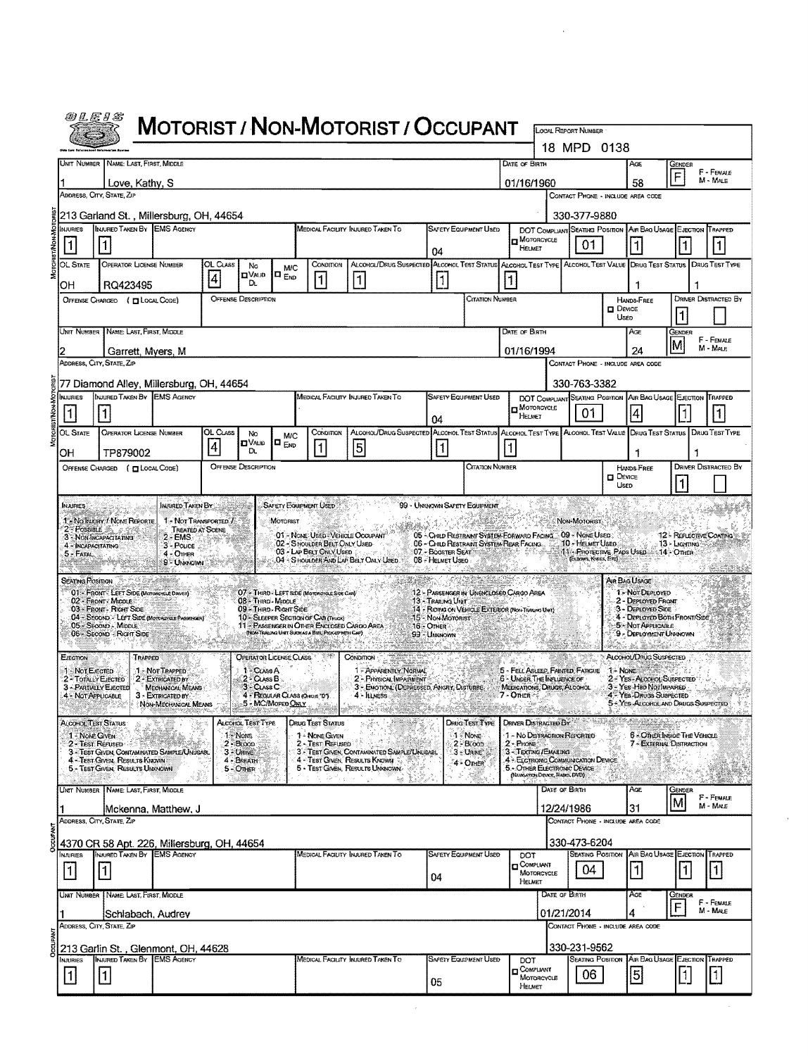# MOTORIST / NON-MOTORIST / OCCUPANT

OLEIS — Ohio Law Enforcement Information System

LOCAL REPORT NUMBER: 18 MPD 0138

## MOTORIST/NON-MOTORIST

| UNIT NUMBER | NAME: LAST, FIRST, MIDDLE | DATE OF BIRTH | AGE | GENDER (F - FEMALE, M - MALE) |
|---|---|---|---|---|
| 1 | Love, Kathy, S | 01/16/1960 | 58 | F |

| ADDRESS, CITY, STATE, ZIP | CONTACT PHONE - INCLUDE AREA CODE |
|---|---|
| 213 Garland St. , Millersburg, OH, 44654 | 330-377-9880 |

| INJURIES | INJURED TAKEN BY | EMS AGENCY | MEDICAL FACILITY INJURED TAKEN TO | SAFETY EQUIPMENT USED | DOT COMPLIANT MOTORCYCLE HELMET | SEATING POSITION | AIR BAG USAGE | EJECTION | TRAPPED |
|---|---|---|---|---|---|---|---|---|---|
| 1 | 1 | | | 04 | ☐ | 01 | 1 | 1 | 1 |

| OL STATE | OPERATOR LICENSE NUMBER | OL CLASS | NO VALID DL | M/C END | CONDITION | ALCOHOL/DRUG SUSPECTED | ALCOHOL TEST STATUS | ALCOHOL TEST TYPE | ALCOHOL TEST VALUE | DRUG TEST STATUS | DRUG TEST TYPE |
|---|---|---|---|---|---|---|---|---|---|---|---|
| OH | RQ423495 | 4 | ☐ | ☐ | 1 | 1 | 1 | 1 | | 1 | 1 |

| OFFENSE CHARGED ( ☐ LOCAL CODE) | OFFENSE DESCRIPTION | CITATION NUMBER | HANDS-FREE DEVICE USED | DRIVER DISTRACTED BY |
|---|---|---|---|---|
| | | | ☐ | 1 |

| UNIT NUMBER | NAME: LAST, FIRST, MIDDLE | DATE OF BIRTH | AGE | GENDER (F - FEMALE, M - MALE) |
|---|---|---|---|---|
| 2 | Garrett, Myers, M | 01/16/1994 | 24 | M |

| ADDRESS, CITY, STATE, ZIP | CONTACT PHONE - INCLUDE AREA CODE |
|---|---|
| 77 Diamond Alley, Millersburg, OH, 44654 | 330-763-3382 |

| INJURIES | INJURED TAKEN BY | EMS AGENCY | MEDICAL FACILITY INJURED TAKEN TO | SAFETY EQUIPMENT USED | DOT COMPLIANT MOTORCYCLE HELMET | SEATING POSITION | AIR BAG USAGE | EJECTION | TRAPPED |
|---|---|---|---|---|---|---|---|---|---|
| 1 | 1 | | | 04 | ☐ | 01 | 4 | 1 | 1 |

| OL STATE | OPERATOR LICENSE NUMBER | OL CLASS | NO VALID DL | M/C END | CONDITION | ALCOHOL/DRUG SUSPECTED | ALCOHOL TEST STATUS | ALCOHOL TEST TYPE | ALCOHOL TEST VALUE | DRUG TEST STATUS | DRUG TEST TYPE |
|---|---|---|---|---|---|---|---|---|---|---|---|
| OH | TP879002 | 4 | ☐ | ☐ | 1 | 5 | 1 | 1 | | 1 | 1 |

| OFFENSE CHARGED ( ☐ LOCAL CODE) | OFFENSE DESCRIPTION | CITATION NUMBER | HANDS-FREE DEVICE USED | DRIVER DISTRACTED BY |
|---|---|---|---|---|
| | | | ☐ | 1 |

## Codes

**INJURIES:** 1 - No Injury / None Reported; 2 - Possible; 3 - Non-Incapacitating; 4 - Incapacitating; 5 - Fatal

**INJURED TAKEN BY:** 1 - Not Transported / Treated at Scene; 2 - EMS; 3 - Police; 4 - Other; 9 - Unknown

**SAFETY EQUIPMENT USED:** 99 - Unknown Safety Equipment

- Motorist: 01 - None Used - Vehicle Occupant; 02 - Shoulder Belt Only Used; 03 - Lap Belt Only Used; 04 - Shoulder And Lap Belt Only Used; 05 - Child Restraint System-Forward Facing; 06 - Child Restraint System-Rear Facing; 07 - Booster Seat; 08 - Helmet Used
- Non-Motorist: 09 - None Used; 10 - Helmet Used; 11 - Protective Pads Used (Elbows, Knees, Etc); 12 - Reflective Coating; 13 - Lighting; 14 - Other

**SEATING POSITION:** 01 - Front - Left Side (Motorcycle Driver); 02 - Front - Middle; 03 - Front - Right Side; 04 - Second - Left Side (Motorcycle Passenger); 05 - Second - Middle; 06 - Second - Right Side; 07 - Third - Left Side (Motorcycle Side Car); 08 - Third - Middle; 09 - Third - Right Side; 10 - Sleeper Section of Cab (Truck); 11 - Passenger in Other Enclosed Cargo Area (Non-Trailing Unit Such as a Bus, Pickup with Cap); 12 - Passenger in Unenclosed Cargo Area; 13 - Trailing Unit; 14 - Riding on Vehicle Exterior (Non-Trailing Unit); 15 - Non-Motorist; 16 - Other; 99 - Unknown

**AIR BAG USAGE:** 1 - Not Deployed; 2 - Deployed Front; 3 - Deployed Side; 4 - Deployed Both Front/Side; 5 - Not Applicable; 9 - Deployment Unknown

**EJECTION:** 1 - Not Ejected; 2 - Totally Ejected; 3 - Partially Ejected; 4 - Not Applicable

**TRAPPED:** 1 - Not Trapped; 2 - Extricated by Mechanical Means; 3 - Extricated by Non-Mechanical Means

**OPERATOR LICENSE CLASS:** 1 - Class A; 2 - Class B; 3 - Class C; 4 - Regular Class (Ohio is "D"); 5 - M/C Moped Only

**CONDITION:** 1 - Apparently Normal; 2 - Physical Impairment; 3 - Emotional (Depressed, Angry, Disturbed); 4 - Illness; 5 - Fell Asleep, Fainted, Fatigue; 6 - Under The Influence of Medications, Drugs, Alcohol; 7 - Other

**ALCOHOL/DRUG SUSPECTED:** 1 - None; 2 - Yes - Alcohol Suspected; 3 - Yes - HBD Not Impaired; 4 - Yes - Drugs Suspected; 5 - Yes - Alcohol and Drugs Suspected

**ALCOHOL TEST STATUS:** 1 - None Given; 2 - Test Refused; 3 - Test Given, Contaminated Sample/Unusable; 4 - Test Given, Results Known; 5 - Test Given, Results Unknown

**ALCOHOL TEST TYPE:** 1 - None; 2 - Blood; 3 - Urine; 4 - Breath; 5 - Other

**DRUG TEST STATUS:** 1 - None Given; 2 - Test Refused; 3 - Test Given, Contaminated Sample/Unusable; 4 - Test Given, Results Known; 5 - Test Given, Results Unknown

**DRUG TEST TYPE:** 1 - None; 2 - Blood; 3 - Urine; 4 - Other

**DRIVER DISTRACTED BY:** 1 - No Distraction Reported; 2 - Phone; 3 - Texting/Emailing; 4 - Electronic Communication Device; 5 - Other Electronic Device (Navigation Device, Radio, DVD); 6 - Other Inside The Vehicle; 7 - External Distraction

## OCCUPANT

| UNIT NUMBER | NAME: LAST, FIRST, MIDDLE | DATE OF BIRTH | AGE | GENDER (F - FEMALE, M - MALE) |
|---|---|---|---|---|
| 1 | Mckenna, Matthew, J | 12/24/1986 | 31 | M |

| ADDRESS, CITY, STATE, ZIP | CONTACT PHONE - INCLUDE AREA CODE |
|---|---|
| 4370 CR 58 Apt. 226, Millersburg, OH, 44654 | 330-473-6204 |

| INJURIES | INJURED TAKEN BY | EMS AGENCY | MEDICAL FACILITY INJURED TAKEN TO | SAFETY EQUIPMENT USED | DOT COMPLIANT MOTORCYCLE HELMET | SEATING POSITION | AIR BAG USAGE | EJECTION | TRAPPED |
|---|---|---|---|---|---|---|---|---|---|
| 1 | 1 | | | 04 | ☐ | 04 | 1 | 1 | 1 |

## OCCUPANT

| UNIT NUMBER | NAME: LAST, FIRST, MIDDLE | DATE OF BIRTH | AGE | GENDER (F - FEMALE, M - MALE) |
|---|---|---|---|---|
| 1 | Schlabach, Audrey | 01/21/2014 | 4 | F |

| ADDRESS, CITY, STATE, ZIP | CONTACT PHONE - INCLUDE AREA CODE |
|---|---|
| 213 Garlin St. , Glenmont, OH, 44628 | 330-231-9562 |

| INJURIES | INJURED TAKEN BY | EMS AGENCY | MEDICAL FACILITY INJURED TAKEN TO | SAFETY EQUIPMENT USED | DOT COMPLIANT MOTORCYCLE HELMET | SEATING POSITION | AIR BAG USAGE | EJECTION | TRAPPED |
|---|---|---|---|---|---|---|---|---|---|
| 1 | 1 | | | 05 | ☐ | 06 | 5 | 1 | 1 |